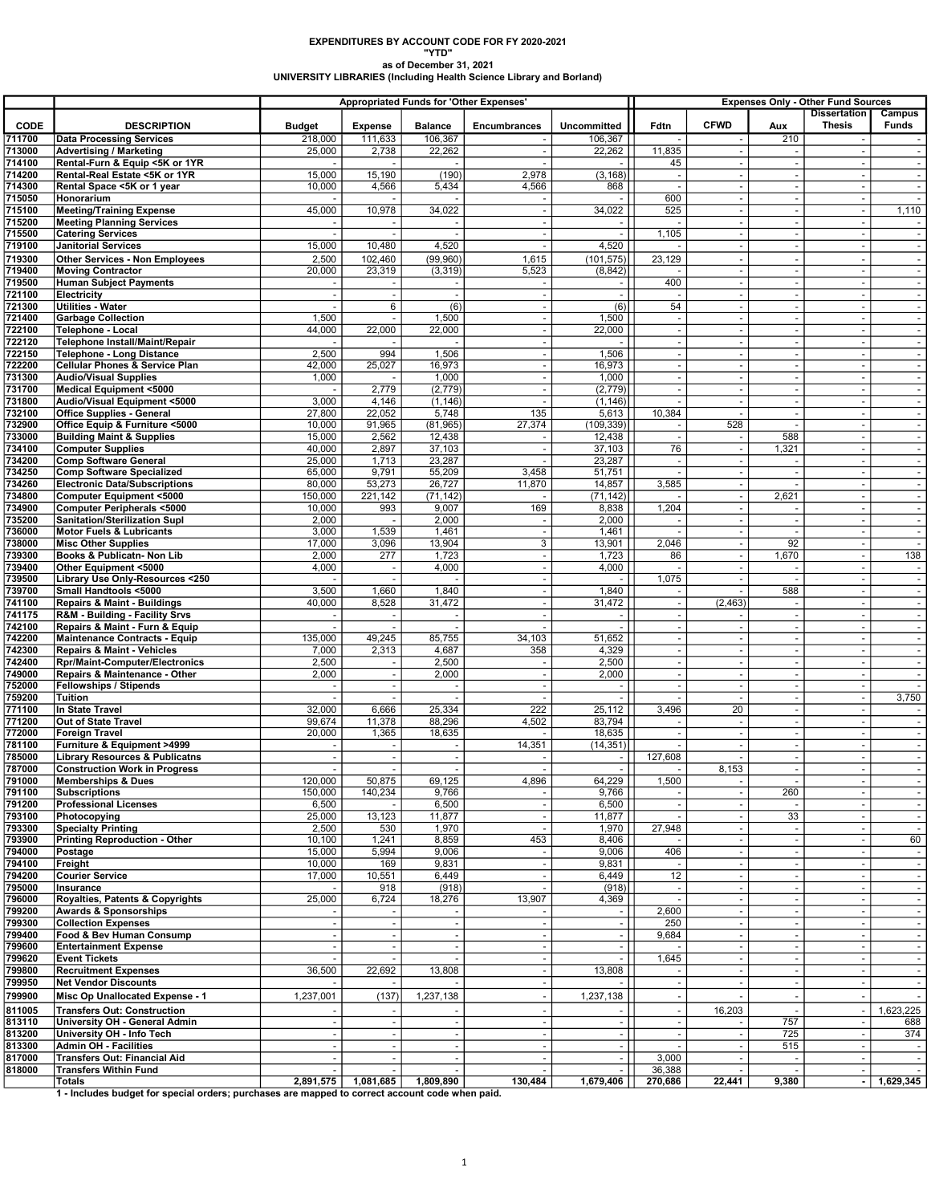**EXPENDITURES BY ACCOUNT CODE FOR FY 2020-2021**
**"YTD"**
**as of December 31, 2021**
**UNIVERSITY LIBRARIES (Including Health Science Library and Borland)**

| | | Appropriated Funds for 'Other Expenses' | | | | | Expenses Only - Other Fund Sources | | | | |
|---|---|---|---|---|---|---|---|---|---|---|---|
| CODE | DESCRIPTION | Budget | Expense | Balance | Encumbrances | Uncommitted | Fdtn | CFWD | Aux | Dissertation Thesis | Campus Funds |
| 711700 | Data Processing Services | 218,000 | 111,633 | 106,367 | - | 106,367 | - | - | 210 | - | - |
| 713000 | Advertising / Marketing | 25,000 | 2,738 | 22,262 | - | 22,262 | 11,835 | - | - | - | - |
| 714100 | Rental-Furn & Equip <5K or 1YR | - | - | - | - | - | 45 | - | - | - | - |
| 714200 | Rental-Real Estate <5K or 1YR | 15,000 | 15,190 | (190) | 2,978 | (3,168) | - | - | - | - | - |
| 714300 | Rental Space <5K or 1 year | 10,000 | 4,566 | 5,434 | 4,566 | 868 | - | - | - | - | - |
| 715050 | Honorarium | - | - | - | - | - | 600 | - | - | - | - |
| 715100 | Meeting/Training Expense | 45,000 | 10,978 | 34,022 | - | 34,022 | 525 | - | - | - | 1,110 |
| 715200 | Meeting Planning Services | - | - | - | - | - | - | - | - | - | - |
| 715500 | Catering Services | - | - | - | - | - | 1,105 | - | - | - | - |
| 719100 | Janitorial Services | 15,000 | 10,480 | 4,520 | - | 4,520 | - | - | - | - | - |
| 719300 | Other Services - Non Employees | 2,500 | 102,460 | (99,960) | 1,615 | (101,575) | 23,129 | - | - | - | - |
| 719400 | Moving Contractor | 20,000 | 23,319 | (3,319) | 5,523 | (8,842) | - | - | - | - | - |
| 719500 | Human Subject Payments | - | - | - | - | - | 400 | - | - | - | - |
| 721100 | Electricity | - | - | - | - | - | - | - | - | - | - |
| 721300 | Utilities - Water | - | 6 | (6) | - | (6) | 54 | - | - | - | - |
| 721400 | Garbage Collection | 1,500 | - | 1,500 | - | 1,500 | - | - | - | - | - |
| 722100 | Telephone - Local | 44,000 | 22,000 | 22,000 | - | 22,000 | - | - | - | - | - |
| 722120 | Telephone Install/Maint/Repair | - | - | - | - | - | - | - | - | - | - |
| 722150 | Telephone - Long Distance | 2,500 | 994 | 1,506 | - | 1,506 | - | - | - | - | - |
| 722200 | Cellular Phones & Service Plan | 42,000 | 25,027 | 16,973 | - | 16,973 | - | - | - | - | - |
| 731300 | Audio/Visual Supplies | 1,000 | - | 1,000 | - | 1,000 | - | - | - | - | - |
| 731700 | Medical Equipment <5000 | - | 2,779 | (2,779) | - | (2,779) | - | - | - | - | - |
| 731800 | Audio/Visual Equipment <5000 | 3,000 | 4,146 | (1,146) | - | (1,146) | - | - | - | - | - |
| 732100 | Office Supplies - General | 27,800 | 22,052 | 5,748 | 135 | 5,613 | 10,384 | - | - | - | - |
| 732900 | Office Equip & Furniture <5000 | 10,000 | 91,965 | (81,965) | 27,374 | (109,339) | - | 528 | - | - | - |
| 733000 | Building Maint & Supplies | 15,000 | 2,562 | 12,438 | - | 12,438 | - | - | 588 | - | - |
| 734100 | Computer Supplies | 40,000 | 2,897 | 37,103 | - | 37,103 | 76 | - | 1,321 | - | - |
| 734200 | Comp Software General | 25,000 | 1,713 | 23,287 | - | 23,287 | - | - | - | - | - |
| 734250 | Comp Software Specialized | 65,000 | 9,791 | 55,209 | 3,458 | 51,751 | - | - | - | - | - |
| 734260 | Electronic Data/Subscriptions | 80,000 | 53,273 | 26,727 | 11,870 | 14,857 | 3,585 | - | - | - | - |
| 734800 | Computer Equipment <5000 | 150,000 | 221,142 | (71,142) | - | (71,142) | - | - | 2,621 | - | - |
| 734900 | Computer Peripherals <5000 | 10,000 | 993 | 9,007 | 169 | 8,838 | 1,204 | - | - | - | - |
| 735200 | Sanitation/Sterilization Supl | 2,000 | - | 2,000 | - | 2,000 | - | - | - | - | - |
| 736000 | Motor Fuels & Lubricants | 3,000 | 1,539 | 1,461 | - | 1,461 | - | - | - | - | - |
| 738000 | Misc Other Supplies | 17,000 | 3,096 | 13,904 | 3 | 13,901 | 2,046 | - | 92 | - | - |
| 739300 | Books & Publicatn- Non Lib | 2,000 | 277 | 1,723 | - | 1,723 | 86 | - | 1,670 | - | 138 |
| 739400 | Other Equipment <5000 | 4,000 | - | 4,000 | - | 4,000 | - | - | - | - | - |
| 739500 | Library Use Only-Resources <250 | - | - | - | - | - | 1,075 | - | - | - | - |
| 739700 | Small Handtools <5000 | 3,500 | 1,660 | 1,840 | - | 1,840 | - | - | 588 | - | - |
| 741100 | Repairs & Maint - Buildings | 40,000 | 8,528 | 31,472 | - | 31,472 | - | (2,463) | - | - | - |
| 741175 | R&M - Building - Facility Srvs | - | - | - | - | - | - | - | - | - | - |
| 742100 | Repairs & Maint - Furn & Equip | - | - | - | - | - | - | - | - | - | - |
| 742200 | Maintenance Contracts - Equip | 135,000 | 49,245 | 85,755 | 34,103 | 51,652 | - | - | - | - | - |
| 742300 | Repairs & Maint - Vehicles | 7,000 | 2,313 | 4,687 | 358 | 4,329 | - | - | - | - | - |
| 742400 | Rpr/Maint-Computer/Electronics | 2,500 | - | 2,500 | - | 2,500 | - | - | - | - | - |
| 749000 | Repairs & Maintenance - Other | 2,000 | - | 2,000 | - | 2,000 | - | - | - | - | - |
| 752000 | Fellowships / Stipends | - | - | - | - | - | - | - | - | - | - |
| 759200 | Tuition | - | - | - | - | - | - | - | - | - | 3,750 |
| 771100 | In State Travel | 32,000 | 6,666 | 25,334 | 222 | 25,112 | 3,496 | 20 | - | - | - |
| 771200 | Out of State Travel | 99,674 | 11,378 | 88,296 | 4,502 | 83,794 | - | - | - | - | - |
| 772000 | Foreign Travel | 20,000 | 1,365 | 18,635 | - | 18,635 | - | - | - | - | - |
| 781100 | Furniture & Equipment >4999 | - | - | - | 14,351 | (14,351) | - | - | - | - | - |
| 785000 | Library Resources & Publicatns | - | - | - | - | - | 127,608 | - | - | - | - |
| 787000 | Construction Work in Progress | - | - | - | - | - | - | 8,153 | - | - | - |
| 791000 | Memberships & Dues | 120,000 | 50,875 | 69,125 | 4,896 | 64,229 | 1,500 | - | - | - | - |
| 791100 | Subscriptions | 150,000 | 140,234 | 9,766 | - | 9,766 | - | - | 260 | - | - |
| 791200 | Professional Licenses | 6,500 | - | 6,500 | - | 6,500 | - | - | - | - | - |
| 793100 | Photocopying | 25,000 | 13,123 | 11,877 | - | 11,877 | - | - | 33 | - | - |
| 793300 | Specialty Printing | 2,500 | 530 | 1,970 | - | 1,970 | 27,948 | - | - | - | - |
| 793900 | Printing Reproduction - Other | 10,100 | 1,241 | 8,859 | 453 | 8,406 | - | - | - | - | 60 |
| 794000 | Postage | 15,000 | 5,994 | 9,006 | - | 9,006 | 406 | - | - | - | - |
| 794100 | Freight | 10,000 | 169 | 9,831 | - | 9,831 | - | - | - | - | - |
| 794200 | Courier Service | 17,000 | 10,551 | 6,449 | - | 6,449 | 12 | - | - | - | - |
| 795000 | Insurance | - | 918 | (918) | - | (918) | - | - | - | - | - |
| 796000 | Royalties, Patents & Copyrights | 25,000 | 6,724 | 18,276 | 13,907 | 4,369 | - | - | - | - | - |
| 799200 | Awards & Sponsorships | - | - | - | - | - | 2,600 | - | - | - | - |
| 799300 | Collection Expenses | - | - | - | - | - | 250 | - | - | - | - |
| 799400 | Food & Bev Human Consump | - | - | - | - | - | 9,684 | - | - | - | - |
| 799600 | Entertainment Expense | - | - | - | - | - | - | - | - | - | - |
| 799620 | Event Tickets | - | - | - | - | - | 1,645 | - | - | - | - |
| 799800 | Recruitment Expenses | 36,500 | 22,692 | 13,808 | - | 13,808 | - | - | - | - | - |
| 799950 | Net Vendor Discounts | - | - | - | - | - | - | - | - | - | - |
| 799900 | Misc Op Unallocated Expense - 1 | 1,237,001 | (137) | 1,237,138 | - | 1,237,138 | - | - | - | - | - |
| 811005 | Transfers Out: Construction | - | - | - | - | - | - | 16,203 | - | - | 1,623,225 |
| 813110 | University OH - General Admin | - | - | - | - | - | - | - | 757 | - | 688 |
| 813200 | University OH - Info Tech | - | - | - | - | - | - | - | 725 | - | 374 |
| 813300 | Admin OH - Facilities | - | - | - | - | - | - | - | 515 | - | - |
| 817000 | Transfers Out: Financial Aid | - | - | - | - | - | 3,000 | - | - | - | - |
| 818000 | Transfers Within Fund | - | - | - | - | - | 36,388 | - | - | - | - |
| | **Totals** | **2,891,575** | **1,081,685** | **1,809,890** | **130,484** | **1,679,406** | **270,686** | **22,441** | **9,380** | **-** | **1,629,345** |

**1 - Includes budget for special orders; purchases are mapped to correct account code when paid.**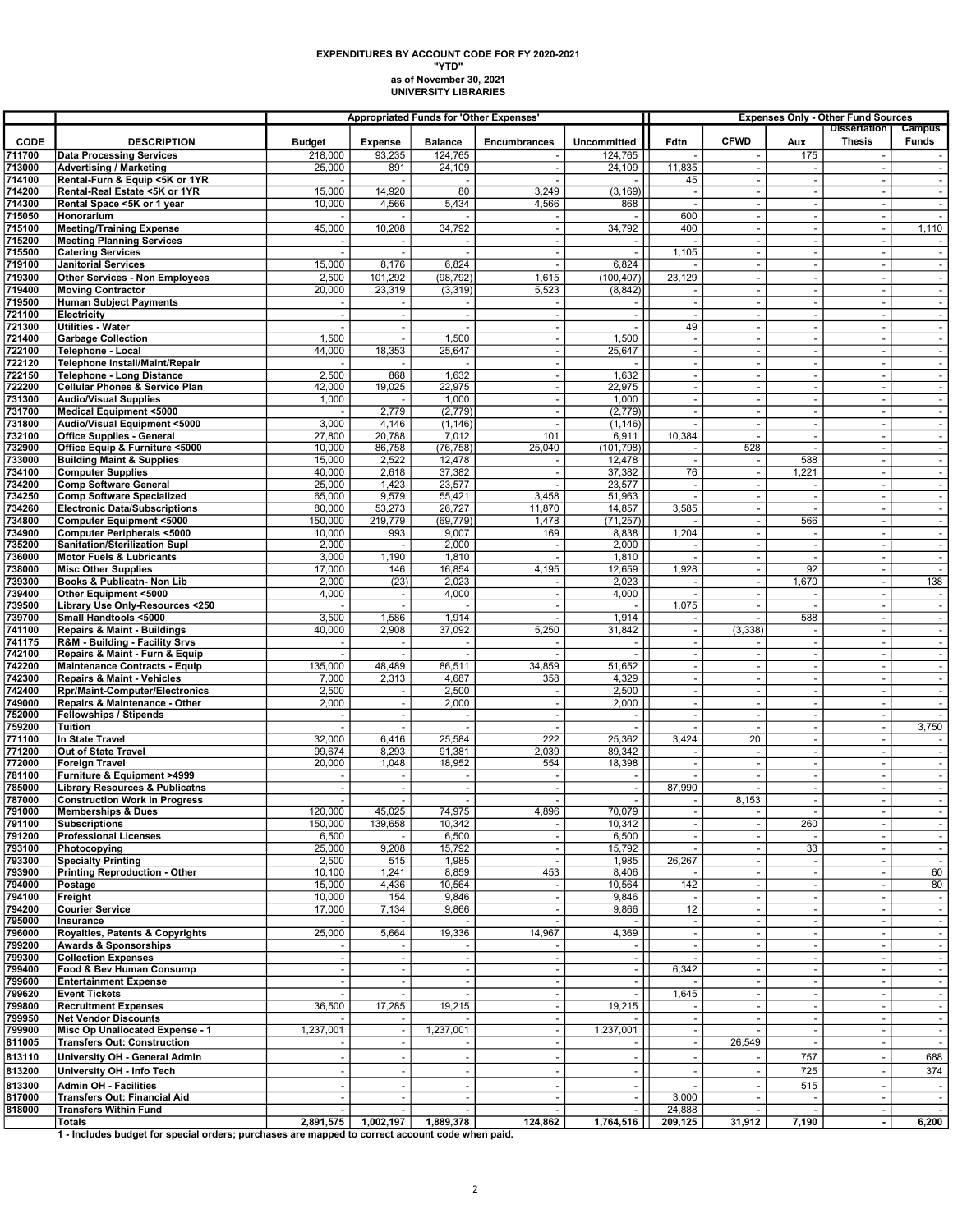# EXPENDITURES BY ACCOUNT CODE FOR FY 2020-2021

"YTD"

as of November 30, 2021

UNIVERSITY LIBRARIES

| | | Appropriated Funds for 'Other Expenses' | | | | | Expenses Only - Other Fund Sources | | | | |
|---|---|---|---|---|---|---|---|---|---|---|---|
| CODE | DESCRIPTION | Budget | Expense | Balance | Encumbrances | Uncommitted | Fdtn | CFWD | Aux | Dissertation Thesis | Campus Funds |
| 711700 | Data Processing Services | 218,000 | 93,235 | 124,765 | - | 124,765 | - | - | 175 | - | - |
| 713000 | Advertising / Marketing | 25,000 | 891 | 24,109 | - | 24,109 | 11,835 | - | - | - | - |
| 714100 | Rental-Furn & Equip <5K or 1YR | - | - | - | - | - | 45 | - | - | - | - |
| 714200 | Rental-Real Estate <5K or 1YR | 15,000 | 14,920 | 80 | 3,249 | (3,169) | - | - | - | - | - |
| 714300 | Rental Space <5K or 1 year | 10,000 | 4,566 | 5,434 | 4,566 | 868 | - | - | - | - | - |
| 715050 | Honorarium | - | - | - | - | - | 600 | - | - | - | - |
| 715100 | Meeting/Training Expense | 45,000 | 10,208 | 34,792 | - | 34,792 | 400 | - | - | - | 1,110 |
| 715200 | Meeting Planning Services | - | - | - | - | - | - | - | - | - | - |
| 715500 | Catering Services | - | - | - | - | - | 1,105 | - | - | - | - |
| 719100 | Janitorial Services | 15,000 | 8,176 | 6,824 | - | 6,824 | - | - | - | - | - |
| 719300 | Other Services - Non Employees | 2,500 | 101,292 | (98,792) | 1,615 | (100,407) | 23,129 | - | - | - | - |
| 719400 | Moving Contractor | 20,000 | 23,319 | (3,319) | 5,523 | (8,842) | - | - | - | - | - |
| 719500 | Human Subject Payments | - | - | - | - | - | - | - | - | - | - |
| 721100 | Electricity | - | - | - | - | - | - | - | - | - | - |
| 721300 | Utilities - Water | - | - | - | - | - | 49 | - | - | - | - |
| 721400 | Garbage Collection | 1,500 | - | 1,500 | - | 1,500 | - | - | - | - | - |
| 722100 | Telephone - Local | 44,000 | 18,353 | 25,647 | - | 25,647 | - | - | - | - | - |
| 722120 | Telephone Install/Maint/Repair | - | - | - | - | - | - | - | - | - | - |
| 722150 | Telephone - Long Distance | 2,500 | 868 | 1,632 | - | 1,632 | - | - | - | - | - |
| 722200 | Cellular Phones & Service Plan | 42,000 | 19,025 | 22,975 | - | 22,975 | - | - | - | - | - |
| 731300 | Audio/Visual Supplies | 1,000 | - | 1,000 | - | 1,000 | - | - | - | - | - |
| 731700 | Medical Equipment <5000 | - | 2,779 | (2,779) | - | (2,779) | - | - | - | - | - |
| 731800 | Audio/Visual Equipment <5000 | 3,000 | 4,146 | (1,146) | - | (1,146) | - | - | - | - | - |
| 732100 | Office Supplies - General | 27,800 | 20,788 | 7,012 | 101 | 6,911 | 10,384 | - | - | - | - |
| 732900 | Office Equip & Furniture <5000 | 10,000 | 86,758 | (76,758) | 25,040 | (101,798) | - | 528 | - | - | - |
| 733000 | Building Maint & Supplies | 15,000 | 2,522 | 12,478 | - | 12,478 | - | - | 588 | - | - |
| 734100 | Computer Supplies | 40,000 | 2,618 | 37,382 | - | 37,382 | 76 | - | 1,221 | - | - |
| 734200 | Comp Software General | 25,000 | 1,423 | 23,577 | - | 23,577 | - | - | - | - | - |
| 734250 | Comp Software Specialized | 65,000 | 9,579 | 55,421 | 3,458 | 51,963 | - | - | - | - | - |
| 734260 | Electronic Data/Subscriptions | 80,000 | 53,273 | 26,727 | 11,870 | 14,857 | 3,585 | - | - | - | - |
| 734800 | Computer Equipment <5000 | 150,000 | 219,779 | (69,779) | 1,478 | (71,257) | - | - | 566 | - | - |
| 734900 | Computer Peripherals <5000 | 10,000 | 993 | 9,007 | 169 | 8,838 | 1,204 | - | - | - | - |
| 735200 | Sanitation/Sterilization Supl | 2,000 | - | 2,000 | - | 2,000 | - | - | - | - | - |
| 736000 | Motor Fuels & Lubricants | 3,000 | 1,190 | 1,810 | - | 1,810 | - | - | - | - | - |
| 738000 | Misc Other Supplies | 17,000 | 146 | 16,854 | 4,195 | 12,659 | 1,928 | - | 92 | - | - |
| 739300 | Books & Publicatn- Non Lib | 2,000 | (23) | 2,023 | - | 2,023 | - | - | 1,670 | - | 138 |
| 739400 | Other Equipment <5000 | 4,000 | - | 4,000 | - | 4,000 | - | - | - | - | - |
| 739500 | Library Use Only-Resources <250 | - | - | - | - | - | 1,075 | - | - | - | - |
| 739700 | Small Handtools <5000 | 3,500 | 1,586 | 1,914 | - | 1,914 | - | - | 588 | - | - |
| 741100 | Repairs & Maint - Buildings | 40,000 | 2,908 | 37,092 | 5,250 | 31,842 | - | (3,338) | - | - | - |
| 741175 | R&M - Building - Facility Srvs | - | - | - | - | - | - | - | - | - | - |
| 742100 | Repairs & Maint - Furn & Equip | - | - | - | - | - | - | - | - | - | - |
| 742200 | Maintenance Contracts - Equip | 135,000 | 48,489 | 86,511 | 34,859 | 51,652 | - | - | - | - | - |
| 742300 | Repairs & Maint - Vehicles | 7,000 | 2,313 | 4,687 | 358 | 4,329 | - | - | - | - | - |
| 742400 | Rpr/Maint-Computer/Electronics | 2,500 | - | 2,500 | - | 2,500 | - | - | - | - | - |
| 749000 | Repairs & Maintenance - Other | 2,000 | - | 2,000 | - | 2,000 | - | - | - | - | - |
| 752000 | Fellowships / Stipends | - | - | - | - | - | - | - | - | - | - |
| 759200 | Tuition | - | - | - | - | - | - | - | - | - | 3,750 |
| 771100 | In State Travel | 32,000 | 6,416 | 25,584 | 222 | 25,362 | 3,424 | 20 | - | - | - |
| 771200 | Out of State Travel | 99,674 | 8,293 | 91,381 | 2,039 | 89,342 | - | - | - | - | - |
| 772000 | Foreign Travel | 20,000 | 1,048 | 18,952 | 554 | 18,398 | - | - | - | - | - |
| 781100 | Furniture & Equipment >4999 | - | - | - | - | - | - | - | - | - | - |
| 785000 | Library Resources & Publicatns | - | - | - | - | - | 87,990 | - | - | - | - |
| 787000 | Construction Work in Progress | - | - | - | - | - | - | 8,153 | - | - | - |
| 791000 | Memberships & Dues | 120,000 | 45,025 | 74,975 | 4,896 | 70,079 | - | - | - | - | - |
| 791100 | Subscriptions | 150,000 | 139,658 | 10,342 | - | 10,342 | - | - | 260 | - | - |
| 791200 | Professional Licenses | 6,500 | - | 6,500 | - | 6,500 | - | - | - | - | - |
| 793100 | Photocopying | 25,000 | 9,208 | 15,792 | - | 15,792 | - | - | 33 | - | - |
| 793300 | Specialty Printing | 2,500 | 515 | 1,985 | - | 1,985 | 26,267 | - | - | - | - |
| 793900 | Printing Reproduction - Other | 10,100 | 1,241 | 8,859 | 453 | 8,406 | - | - | - | - | 60 |
| 794000 | Postage | 15,000 | 4,436 | 10,564 | - | 10,564 | 142 | - | - | - | 80 |
| 794100 | Freight | 10,000 | 154 | 9,846 | - | 9,846 | - | - | - | - | - |
| 794200 | Courier Service | 17,000 | 7,134 | 9,866 | - | 9,866 | 12 | - | - | - | - |
| 795000 | Insurance | - | - | - | - | - | - | - | - | - | - |
| 796000 | Royalties, Patents & Copyrights | 25,000 | 5,664 | 19,336 | 14,967 | 4,369 | - | - | - | - | - |
| 799200 | Awards & Sponsorships | - | - | - | - | - | - | - | - | - | - |
| 799300 | Collection Expenses | - | - | - | - | - | - | - | - | - | - |
| 799400 | Food & Bev Human Consump | - | - | - | - | - | 6,342 | - | - | - | - |
| 799600 | Entertainment Expense | - | - | - | - | - | - | - | - | - | - |
| 799620 | Event Tickets | - | - | - | - | - | 1,645 | - | - | - | - |
| 799800 | Recruitment Expenses | 36,500 | 17,285 | 19,215 | - | 19,215 | - | - | - | - | - |
| 799950 | Net Vendor Discounts | - | - | - | - | - | - | - | - | - | - |
| 799900 | Misc Op Unallocated Expense - 1 | 1,237,001 | - | 1,237,001 | - | 1,237,001 | - | - | - | - | - |
| 811005 | Transfers Out: Construction | - | - | - | - | - | - | 26,549 | - | - | - |
| 813110 | University OH - General Admin | - | - | - | - | - | - | - | 757 | - | 688 |
| 813200 | University OH - Info Tech | - | - | - | - | - | - | - | 725 | - | 374 |
| 813300 | Admin OH - Facilities | - | - | - | - | - | - | - | 515 | - | - |
| 817000 | Transfers Out: Financial Aid | - | - | - | - | - | 3,000 | - | - | - | - |
| 818000 | Transfers Within Fund | - | - | - | - | - | 24,888 | - | - | - | - |
| | Totals | 2,891,575 | 1,002,197 | 1,889,378 | 124,862 | 1,764,516 | 209,125 | 31,912 | 7,190 | - | 6,200 |

1 - Includes budget for special orders; purchases are mapped to correct account code when paid.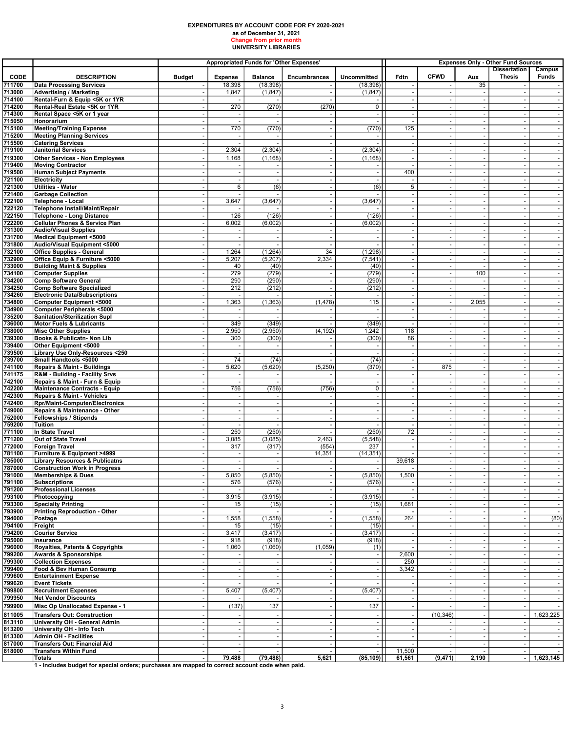# EXPENDITURES BY ACCOUNT CODE FOR FY 2020-2021

**as of December 31, 2021**

**Change from prior month**

**UNIVERSITY LIBRARIES**

| | | Appropriated Funds for 'Other Expenses' | | | | | Expenses Only - Other Fund Sources | | | | |
|---|---|---|---|---|---|---|---|---|---|---|---|
| CODE | DESCRIPTION | Budget | Expense | Balance | Encumbrances | Uncommitted | Fdtn | CFWD | Aux | Dissertation Thesis | Campus Funds |
| 711700 | Data Processing Services | - | 18,398 | (18,398) | - | (18,398) | - | - | 35 | - | - |
| 713000 | Advertising / Marketing | - | 1,847 | (1,847) | - | (1,847) | - | - | - | - | - |
| 714100 | Rental-Furn & Equip <5K or 1YR | - | - | - | - | - | - | - | - | - | - |
| 714200 | Rental-Real Estate <5K or 1YR | - | 270 | (270) | (270) | 0 | - | - | - | - | - |
| 714300 | Rental Space <5K or 1 year | - | - | - | - | - | - | - | - | - | - |
| 715050 | Honorarium | - | - | - | - | - | - | - | - | - | - |
| 715100 | Meeting/Training Expense | - | 770 | (770) | - | (770) | 125 | - | - | - | - |
| 715200 | Meeting Planning Services | - | - | - | - | - | - | - | - | - | - |
| 715500 | Catering Services | - | - | - | - | - | - | - | - | - | - |
| 719100 | Janitorial Services | - | 2,304 | (2,304) | - | (2,304) | - | - | - | - | - |
| 719300 | Other Services - Non Employees | - | 1,168 | (1,168) | - | (1,168) | - | - | - | - | - |
| 719400 | Moving Contractor | - | - | - | - | - | - | - | - | - | - |
| 719500 | Human Subject Payments | - | - | - | - | - | 400 | - | - | - | - |
| 721100 | Electricity | - | - | - | - | - | - | - | - | - | - |
| 721300 | Utilities - Water | - | 6 | (6) | - | (6) | 5 | - | - | - | - |
| 721400 | Garbage Collection | - | - | - | - | - | - | - | - | - | - |
| 722100 | Telephone - Local | - | 3,647 | (3,647) | - | (3,647) | - | - | - | - | - |
| 722120 | Telephone Install/Maint/Repair | - | - | - | - | - | - | - | - | - | - |
| 722150 | Telephone - Long Distance | - | 126 | (126) | - | (126) | - | - | - | - | - |
| 722200 | Cellular Phones & Service Plan | - | 6,002 | (6,002) | - | (6,002) | - | - | - | - | - |
| 731300 | Audio/Visual Supplies | - | - | - | - | - | - | - | - | - | - |
| 731700 | Medical Equipment <5000 | - | - | - | - | - | - | - | - | - | - |
| 731800 | Audio/Visual Equipment <5000 | - | - | - | - | - | - | - | - | - | - |
| 732100 | Office Supplies - General | - | 1,264 | (1,264) | 34 | (1,298) | - | - | - | - | - |
| 732900 | Office Equip & Furniture <5000 | - | 5,207 | (5,207) | 2,334 | (7,541) | - | - | - | - | - |
| 733000 | Building Maint & Supplies | - | 40 | (40) | - | (40) | - | - | - | - | - |
| 734100 | Computer Supplies | - | 279 | (279) | - | (279) | - | - | 100 | - | - |
| 734200 | Comp Software General | - | 290 | (290) | - | (290) | - | - | - | - | - |
| 734250 | Comp Software Specialized | - | 212 | (212) | - | (212) | - | - | - | - | - |
| 734260 | Electronic Data/Subscriptions | - | - | - | - | - | - | - | - | - | - |
| 734800 | Computer Equipment <5000 | - | 1,363 | (1,363) | (1,478) | 115 | - | - | 2,055 | - | - |
| 734900 | Computer Peripherals <5000 | - | - | - | - | - | - | - | - | - | - |
| 735200 | Sanitation/Sterilization Supl | - | - | - | - | - | - | - | - | - | - |
| 736000 | Motor Fuels & Lubricants | - | 349 | (349) | - | (349) | - | - | - | - | - |
| 738000 | Misc Other Supplies | - | 2,950 | (2,950) | (4,192) | 1,242 | 118 | - | - | - | - |
| 739300 | Books & Publicatn- Non Lib | - | 300 | (300) | - | (300) | 86 | - | - | - | - |
| 739400 | Other Equipment <5000 | - | - | - | - | - | - | - | - | - | - |
| 739500 | Library Use Only-Resources <250 | - | - | - | - | - | - | - | - | - | - |
| 739700 | Small Handtools <5000 | - | 74 | (74) | - | (74) | - | - | - | - | - |
| 741100 | Repairs & Maint - Buildings | - | 5,620 | (5,620) | (5,250) | (370) | - | 875 | - | - | - |
| 741175 | R&M - Building - Facility Srvs | - | - | - | - | - | - | - | - | - | - |
| 742100 | Repairs & Maint - Furn & Equip | - | - | - | - | - | - | - | - | - | - |
| 742200 | Maintenance Contracts - Equip | - | 756 | (756) | (756) | 0 | - | - | - | - | - |
| 742300 | Repairs & Maint - Vehicles | - | - | - | - | - | - | - | - | - | - |
| 742400 | Rpr/Maint-Computer/Electronics | - | - | - | - | - | - | - | - | - | - |
| 749000 | Repairs & Maintenance - Other | - | - | - | - | - | - | - | - | - | - |
| 752000 | Fellowships / Stipends | - | - | - | - | - | - | - | - | - | - |
| 759200 | Tuition | - | - | - | - | - | - | - | - | - | - |
| 771100 | In State Travel | - | 250 | (250) | - | (250) | 72 | - | - | - | - |
| 771200 | Out of State Travel | - | 3,085 | (3,085) | 2,463 | (5,548) | - | - | - | - | - |
| 772000 | Foreign Travel | - | 317 | (317) | (554) | 237 | - | - | - | - | - |
| 781100 | Furniture & Equipment >4999 | - | - | - | 14,351 | (14,351) | - | - | - | - | - |
| 785000 | Library Resources & Publicatns | - | - | - | - | - | 39,618 | - | - | - | - |
| 787000 | Construction Work in Progress | - | - | - | - | - | - | - | - | - | - |
| 791000 | Memberships & Dues | - | 5,850 | (5,850) | - | (5,850) | 1,500 | - | - | - | - |
| 791100 | Subscriptions | - | 576 | (576) | - | (576) | - | - | - | - | - |
| 791200 | Professional Licenses | - | - | - | - | - | - | - | - | - | - |
| 793100 | Photocopying | - | 3,915 | (3,915) | - | (3,915) | - | - | - | - | - |
| 793300 | Specialty Printing | - | 15 | (15) | - | (15) | 1,681 | - | - | - | - |
| 793900 | Printing Reproduction - Other | - | - | - | - | - | - | - | - | - | - |
| 794000 | Postage | - | 1,558 | (1,558) | - | (1,558) | 264 | - | - | - | (80) |
| 794100 | Freight | - | 15 | (15) | - | (15) | - | - | - | - | - |
| 794200 | Courier Service | - | 3,417 | (3,417) | - | (3,417) | - | - | - | - | - |
| 795000 | Insurance | - | 918 | (918) | - | (918) | - | - | - | - | - |
| 796000 | Royalties, Patents & Copyrights | - | 1,060 | (1,060) | (1,059) | (1) | - | - | - | - | - |
| 799200 | Awards & Sponsorships | - | - | - | - | - | 2,600 | - | - | - | - |
| 799300 | Collection Expenses | - | - | - | - | - | 250 | - | - | - | - |
| 799400 | Food & Bev Human Consump | - | - | - | - | - | 3,342 | - | - | - | - |
| 799600 | Entertainment Expense | - | - | - | - | - | - | - | - | - | - |
| 799620 | Event Tickets | - | - | - | - | - | - | - | - | - | - |
| 799800 | Recruitment Expenses | - | 5,407 | (5,407) | - | (5,407) | - | - | - | - | - |
| 799950 | Net Vendor Discounts | - | - | - | - | - | - | - | - | - | - |
| 799900 | Misc Op Unallocated Expense - 1 | - | (137) | 137 | - | 137 | - | - | - | - | - |
| 811005 | Transfers Out: Construction | - | - | - | - | - | - | (10,346) | - | - | 1,623,225 |
| 813110 | University OH - General Admin | - | - | - | - | - | - | - | - | - | - |
| 813200 | University OH - Info Tech | - | - | - | - | - | - | - | - | - | - |
| 813300 | Admin OH - Facilities | - | - | - | - | - | - | - | - | - | - |
| 817000 | Transfers Out: Financial Aid | - | - | - | - | - | - | - | - | - | - |
| 818000 | Transfers Within Fund | - | - | - | - | - | 11,500 | - | - | - | - |
| | **Totals** | - | 79,488 | (79,488) | 5,621 | (85,109) | 61,561 | (9,471) | 2,190 | - | 1,623,145 |

1 - Includes budget for special orders; purchases are mapped to correct account code when paid.